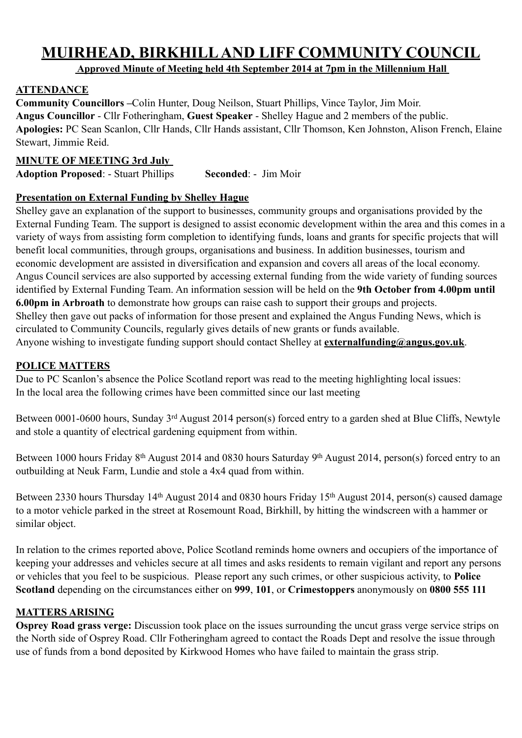# MUIRHEAD, BIRKHILL AND LIFF COMMUNITY COUNCIL

**Approved Minute of Meeting held 4th September 2014 at 7pm in the Millennium Hall**

## ATTENDANCE

**Community Councillors –**Colin Hunter, Doug Neilson, Stuart Phillips, Vince Taylor, Jim Moir.
**Angus Councillor** - Cllr Fotheringham, **Guest Speaker** - Shelley Hague and 2 members of the public.
**Apologies:** PC Sean Scanlon, Cllr Hands, Cllr Hands assistant, Cllr Thomson, Ken Johnston, Alison French, Elaine Stewart, Jimmie Reid.

## MINUTE OF MEETING 3rd July

**Adoption Proposed**: - Stuart Phillips **Seconded**: - Jim Moir

## Presentation on External Funding by Shelley Hague

Shelley gave an explanation of the support to businesses, community groups and organisations provided by the External Funding Team. The support is designed to assist economic development within the area and this comes in a variety of ways from assisting form completion to identifying funds, loans and grants for specific projects that will benefit local communities, through groups, organisations and business. In addition businesses, tourism and economic development are assisted in diversification and expansion and covers all areas of the local economy. Angus Council services are also supported by accessing external funding from the wide variety of funding sources identified by External Funding Team. An information session will be held on the **9th October from 4.00pm until 6.00pm in Arbroath** to demonstrate how groups can raise cash to support their groups and projects.
Shelley then gave out packs of information for those present and explained the Angus Funding News, which is circulated to Community Councils, regularly gives details of new grants or funds available.
Anyone wishing to investigate funding support should contact Shelley at **externalfunding@angus.gov.uk**.

## POLICE MATTERS

Due to PC Scanlon's absence the Police Scotland report was read to the meeting highlighting local issues:
In the local area the following crimes have been committed since our last meeting

Between 0001-0600 hours, Sunday 3rd August 2014 person(s) forced entry to a garden shed at Blue Cliffs, Newtyle and stole a quantity of electrical gardening equipment from within.

Between 1000 hours Friday 8th August 2014 and 0830 hours Saturday 9th August 2014, person(s) forced entry to an outbuilding at Neuk Farm, Lundie and stole a 4x4 quad from within.

Between 2330 hours Thursday 14th August 2014 and 0830 hours Friday 15th August 2014, person(s) caused damage to a motor vehicle parked in the street at Rosemount Road, Birkhill, by hitting the windscreen with a hammer or similar object.

In relation to the crimes reported above, Police Scotland reminds home owners and occupiers of the importance of keeping your addresses and vehicles secure at all times and asks residents to remain vigilant and report any persons or vehicles that you feel to be suspicious. Please report any such crimes, or other suspicious activity, to **Police Scotland** depending on the circumstances either on **999**, **101**, or **Crimestoppers** anonymously on **0800 555 111**

## MATTERS ARISING

**Osprey Road grass verge:** Discussion took place on the issues surrounding the uncut grass verge service strips on the North side of Osprey Road. Cllr Fotheringham agreed to contact the Roads Dept and resolve the issue through use of funds from a bond deposited by Kirkwood Homes who have failed to maintain the grass strip.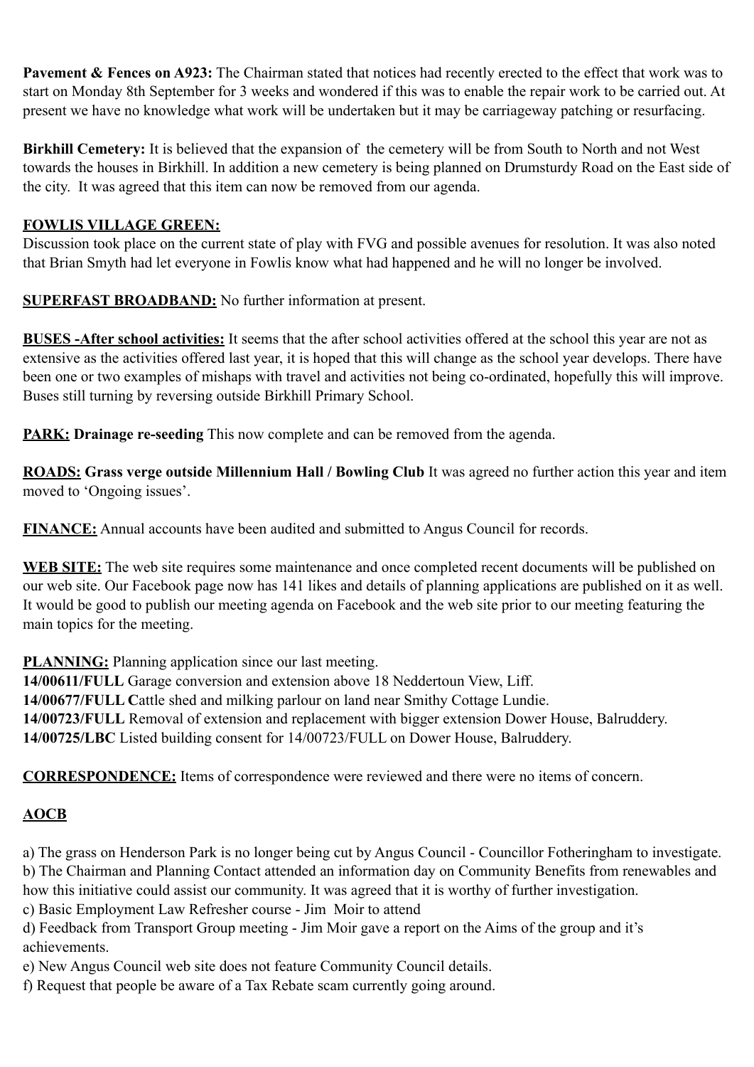**Pavement & Fences on A923:** The Chairman stated that notices had recently erected to the effect that work was to start on Monday 8th September for 3 weeks and wondered if this was to enable the repair work to be carried out. At present we have no knowledge what work will be undertaken but it may be carriageway patching or resurfacing.

**Birkhill Cemetery:** It is believed that the expansion of the cemetery will be from South to North and not West towards the houses in Birkhill. In addition a new cemetery is being planned on Drumsturdy Road on the East side of the city. It was agreed that this item can now be removed from our agenda.

**FOWLIS VILLAGE GREEN:**
Discussion took place on the current state of play with FVG and possible avenues for resolution. It was also noted that Brian Smyth had let everyone in Fowlis know what had happened and he will no longer be involved.

**SUPERFAST BROADBAND:** No further information at present.

**BUSES -After school activities:** It seems that the after school activities offered at the school this year are not as extensive as the activities offered last year, it is hoped that this will change as the school year develops. There have been one or two examples of mishaps with travel and activities not being co-ordinated, hopefully this will improve. Buses still turning by reversing outside Birkhill Primary School.

**PARK:** **Drainage re-seeding** This now complete and can be removed from the agenda.

**ROADS:** **Grass verge outside Millennium Hall / Bowling Club** It was agreed no further action this year and item moved to 'Ongoing issues'.

**FINANCE:** Annual accounts have been audited and submitted to Angus Council for records.

**WEB SITE:** The web site requires some maintenance and once completed recent documents will be published on our web site. Our Facebook page now has 141 likes and details of planning applications are published on it as well. It would be good to publish our meeting agenda on Facebook and the web site prior to our meeting featuring the main topics for the meeting.

**PLANNING:** Planning application since our last meeting.
**14/00611/FULL** Garage conversion and extension above 18 Neddertoun View, Liff.
**14/00677/FULL** Cattle shed and milking parlour on land near Smithy Cottage Lundie.
**14/00723/FULL** Removal of extension and replacement with bigger extension Dower House, Balruddery.
**14/00725/LBC** Listed building consent for 14/00723/FULL on Dower House, Balruddery.

**CORRESPONDENCE:** Items of correspondence were reviewed and there were no items of concern.

**AOCB**

a) The grass on Henderson Park is no longer being cut by Angus Council - Councillor Fotheringham to investigate.
b) The Chairman and Planning Contact attended an information day on Community Benefits from renewables and how this initiative could assist our community. It was agreed that it is worthy of further investigation.
c) Basic Employment Law Refresher course - Jim Moir to attend
d) Feedback from Transport Group meeting - Jim Moir gave a report on the Aims of the group and it's achievements.
e) New Angus Council web site does not feature Community Council details.
f) Request that people be aware of a Tax Rebate scam currently going around.